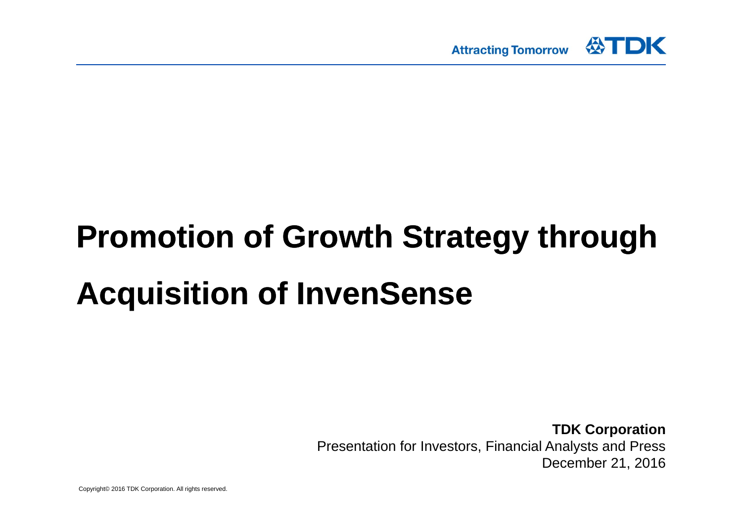# Promotion of Growth Strategy through Acquisition of InvenSense

**TDK Corporation**
Presentation for Investors, Financial Analysts and Press
December 21, 2016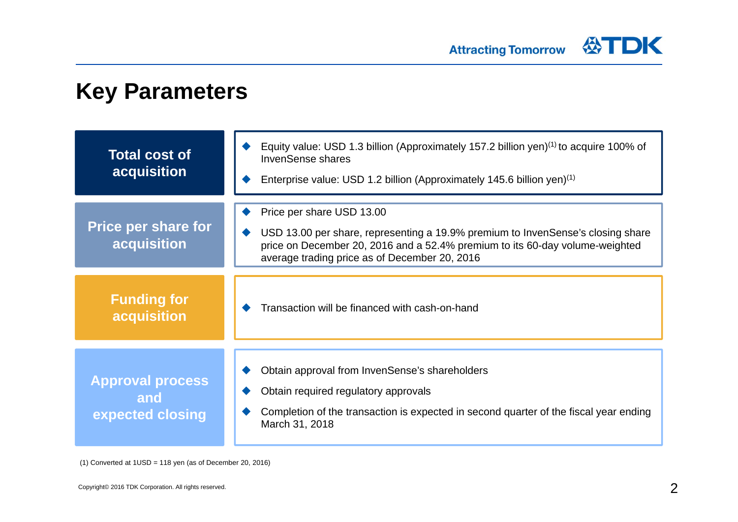# Key Parameters

| | |
|---|---|
| **Total cost of acquisition** | ◆ Equity value: USD 1.3 billion (Approximately 157.2 billion yen)(1) to acquire 100% of InvenSense shares<br>◆ Enterprise value: USD 1.2 billion (Approximately 145.6 billion yen)(1) |
| **Price per share for acquisition** | ◆ Price per share USD 13.00<br>◆ USD 13.00 per share, representing a 19.9% premium to InvenSense's closing share price on December 20, 2016 and a 52.4% premium to its 60-day volume-weighted average trading price as of December 20, 2016 |
| **Funding for acquisition** | ◆ Transaction will be financed with cash-on-hand |
| **Approval process and expected closing** | ◆ Obtain approval from InvenSense's shareholders<br>◆ Obtain required regulatory approvals<br>◆ Completion of the transaction is expected in second quarter of the fiscal year ending March 31, 2018 |

(1) Converted at 1USD = 118 yen (as of December 20, 2016)

Copyright© 2016 TDK Corporation. All rights reserved.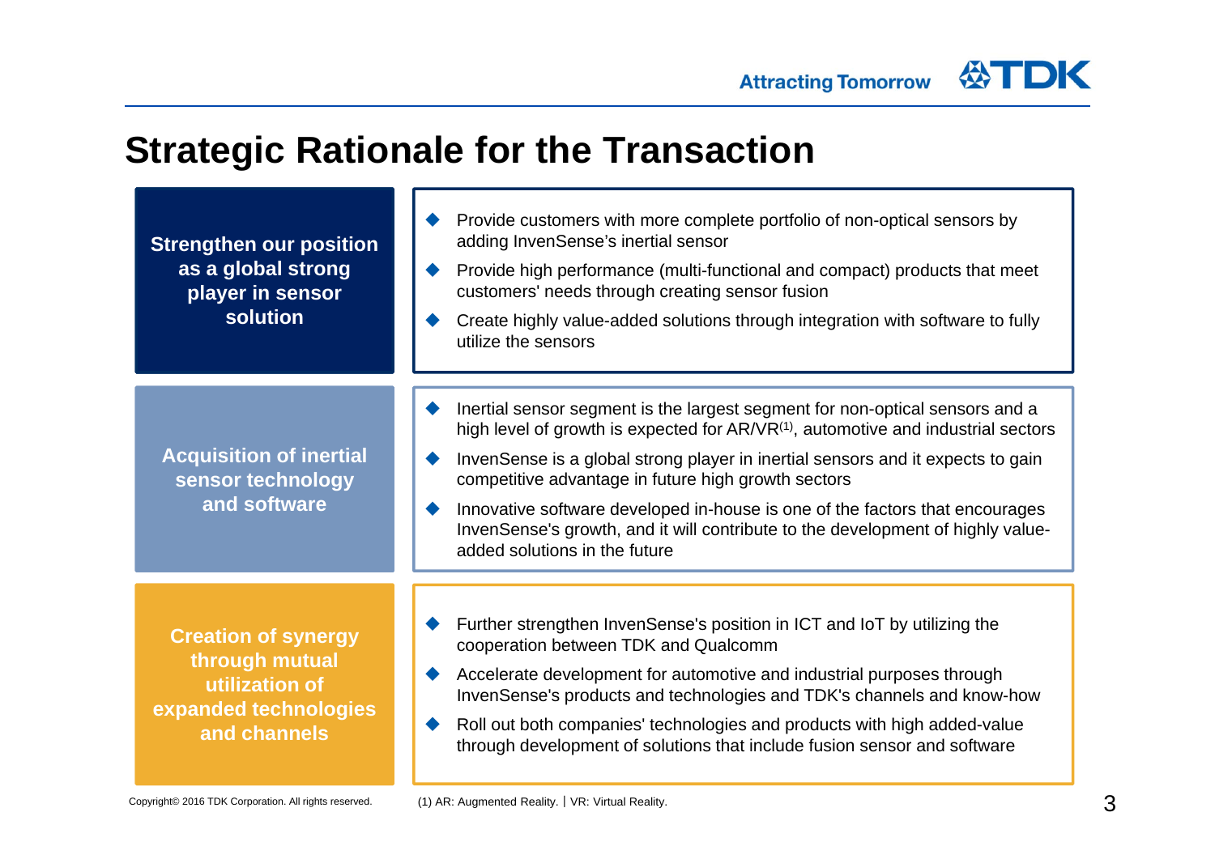# Strategic Rationale for the Transaction

## Strengthen our position as a global strong player in sensor solution

- Provide customers with more complete portfolio of non-optical sensors by adding InvenSense's inertial sensor
- Provide high performance (multi-functional and compact) products that meet customers' needs through creating sensor fusion
- Create highly value-added solutions through integration with software to fully utilize the sensors

## Acquisition of inertial sensor technology and software

- Inertial sensor segment is the largest segment for non-optical sensors and a high level of growth is expected for AR/VR[1], automotive and industrial sectors
- InvenSense is a global strong player in inertial sensors and it expects to gain competitive advantage in future high growth sectors
- Innovative software developed in-house is one of the factors that encourages InvenSense's growth, and it will contribute to the development of highly value-added solutions in the future

## Creation of synergy through mutual utilization of expanded technologies and channels

- Further strengthen InvenSense's position in ICT and IoT by utilizing the cooperation between TDK and Qualcomm
- Accelerate development for automotive and industrial purposes through InvenSense's products and technologies and TDK's channels and know-how
- Roll out both companies' technologies and products with high added-value through development of solutions that include fusion sensor and software

(1) AR: Augmented Reality. | VR: Virtual Reality.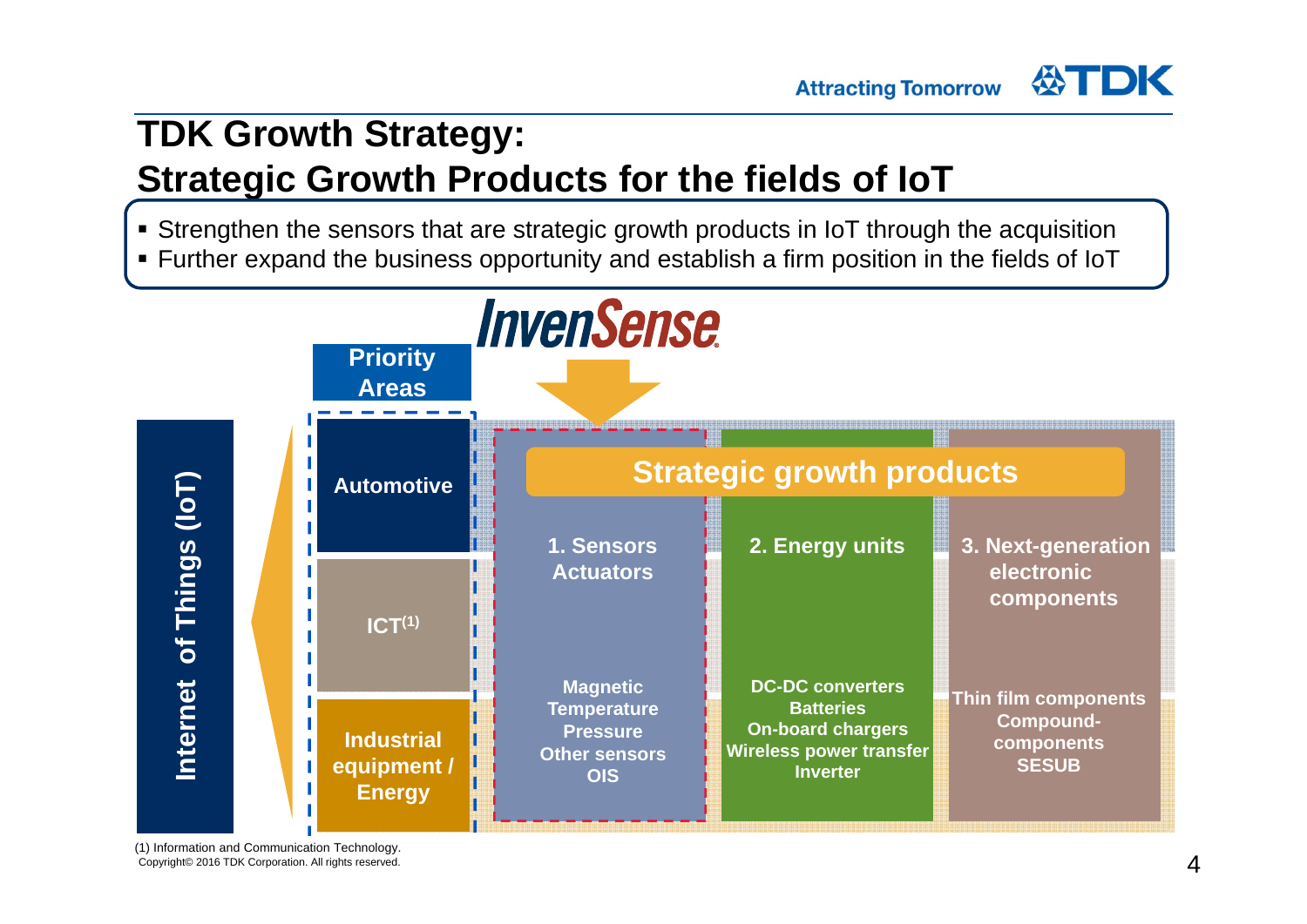# TDK Growth Strategy:
# Strategic Growth Products for the fields of IoT

- Strengthen the sensors that are strategic growth products in IoT through the acquisition
- Further expand the business opportunity and establish a firm position in the fields of IoT

InvenSense

**Internet of Things (IoT)**

**Priority Areas**

- Automotive
- ICT[1]
- Industrial equipment / Energy

**Strategic growth products**

| 1. Sensors Actuators | 2. Energy units | 3. Next-generation electronic components |
|---|---|---|
| Magnetic<br>Temperature<br>Pressure<br>Other sensors<br>OIS | DC-DC converters<br>Batteries<br>On-board chargers<br>Wireless power transfer<br>Inverter | Thin film components<br>Compound-components<br>SESUB |

(1) Information and Communication Technology.

Copyright© 2016 TDK Corporation. All rights reserved.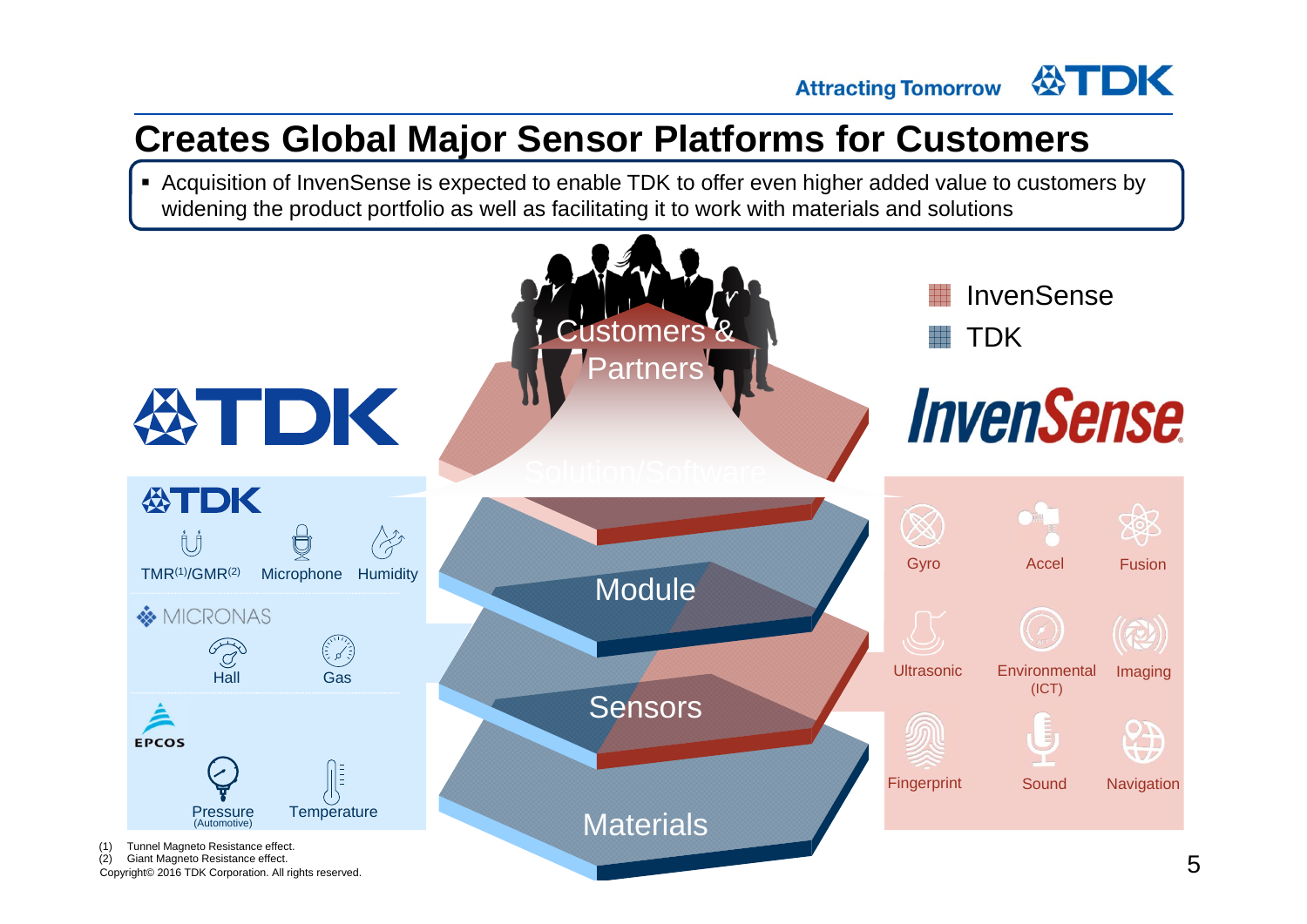# Creates Global Major Sensor Platforms for Customers

- Acquisition of InvenSense is expected to enable TDK to offer even higher added value to customers by widening the product portfolio as well as facilitating it to work with materials and solutions

Customers & Partners

Solution/Software

Module

Sensors

Materials

InvenSense

TDK

**TDK**

TMR[1]/GMR[2] Microphone Humidity

**MICRONAS**

Hall Gas

**EPCOS**

Pressure (Automotive) Temperature

**InvenSense**

Gyro Accel Fusion

Ultrasonic Environmental (ICT) Imaging

Fingerprint Sound Navigation

(1) Tunnel Magneto Resistance effect.
(2) Giant Magneto Resistance effect.

Copyright© 2016 TDK Corporation. All rights reserved.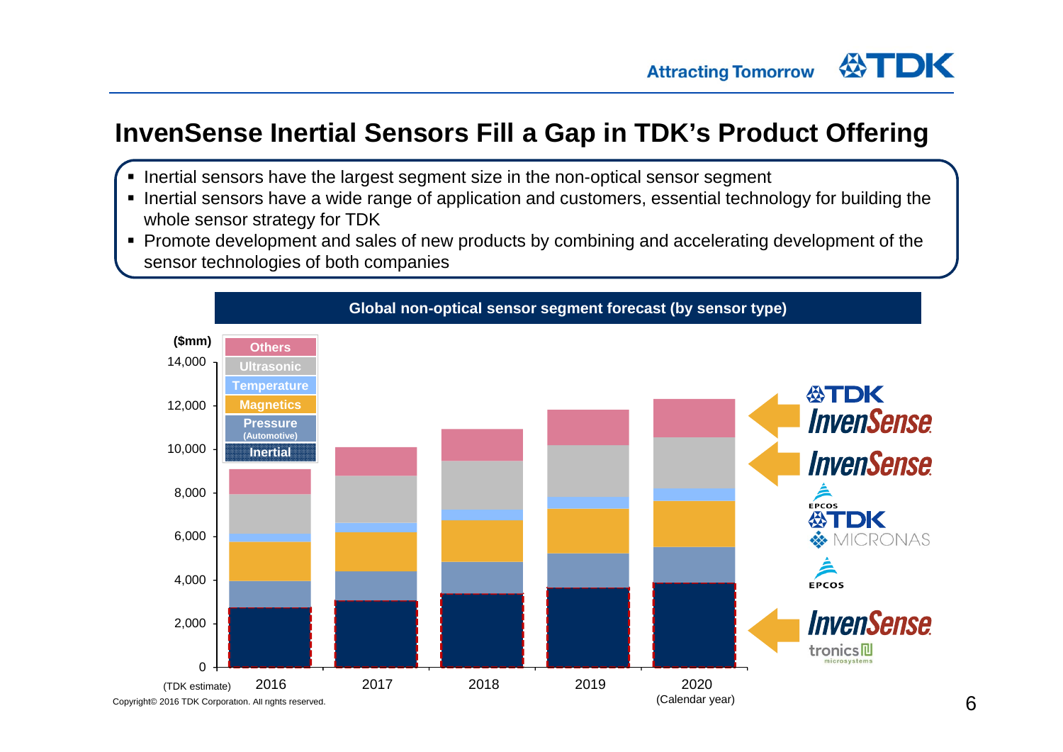# InvenSense Inertial Sensors Fill a Gap in TDK's Product Offering

- Inertial sensors have the largest segment size in the non-optical sensor segment
- Inertial sensors have a wide range of application and customers, essential technology for building the whole sensor strategy for TDK
- Promote development and sales of new products by combining and accelerating development of the sensor technologies of both companies

**Global non-optical sensor segment forecast (by sensor type)**

($mm)

Legend: Others, Ultrasonic, Temperature, Magnetics, Pressure (Automotive), Inertial

Y-axis: 0, 2,000, 4,000, 6,000, 8,000, 10,000, 12,000, 14,000

X-axis: (TDK estimate) 2016, 2017, 2018, 2019, 2020 (Calendar year)

Others: TDK InvenSense
Ultrasonic: InvenSense
Magnetics: EPCOS, TDK, MICRONAS
Pressure: EPCOS
Inertial: InvenSense, tronics microsystems

Copyright© 2016 TDK Corporation. All rights reserved.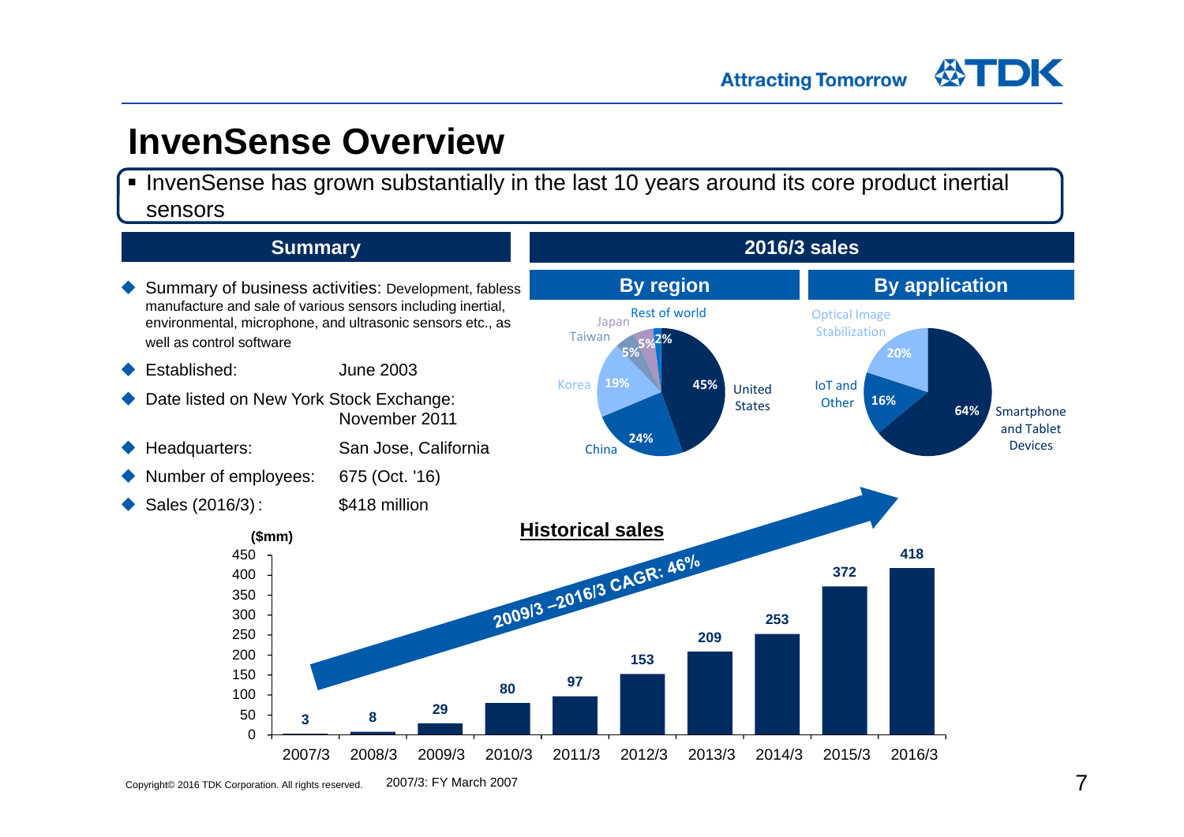# InvenSense Overview

- InvenSense has grown substantially in the last 10 years around its core product inertial sensors

## Summary

- Summary of business activities: Development, fabless manufacture and sale of various sensors including inertial, environmental, microphone, and ultrasonic sensors etc., as well as control software
- Established: June 2003
- Date listed on New York Stock Exchange: November 2011
- Headquarters: San Jose, California
- Number of employees: 675 (Oct. '16)
- Sales (2016/3): $418 million

## 2016/3 sales

### By region

| Region | Share |
|---|---|
| United States | 45% |
| China | 24% |
| Korea | 19% |
| Taiwan | 5% |
| Japan | 5% |
| Rest of world | 2% |

### By application

| Application | Share |
|---|---|
| Smartphone and Tablet Devices | 64% |
| Optical Image Stabilization | 20% |
| IoT and Other | 16% |

## Historical sales

($mm)

2009/3 –2016/3 CAGR: 46%

| Fiscal year | Sales |
|---|---|
| 2007/3 | 3 |
| 2008/3 | 8 |
| 2009/3 | 29 |
| 2010/3 | 80 |
| 2011/3 | 97 |
| 2012/3 | 153 |
| 2013/3 | 209 |
| 2014/3 | 253 |
| 2015/3 | 372 |
| 2016/3 | 418 |

2007/3: FY March 2007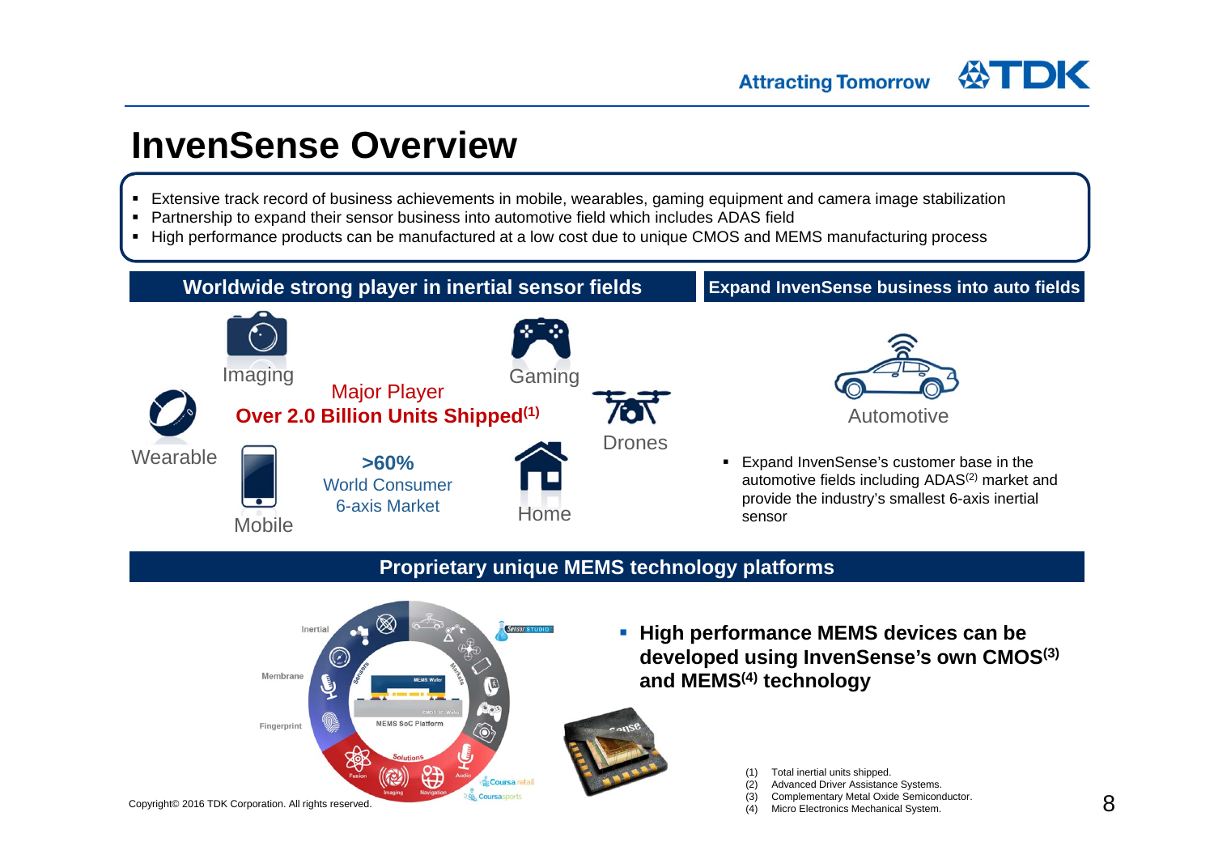# InvenSense Overview

- Extensive track record of business achievements in mobile, wearables, gaming equipment and camera image stabilization
- Partnership to expand their sensor business into automotive field which includes ADAS field
- High performance products can be manufactured at a low cost due to unique CMOS and MEMS manufacturing process

## Worldwide strong player in inertial sensor fields

Imaging, Gaming, Wearable, Drones, Mobile, Home

**Major Player**

**Over 2.0 Billion Units Shipped[1]**

**>60%** World Consumer 6-axis Market

## Expand InvenSense business into auto fields

Automotive

- Expand InvenSense's customer base in the automotive fields including ADAS[2] market and provide the industry's smallest 6-axis inertial sensor

## Proprietary unique MEMS technology platforms

- **High performance MEMS devices can be developed using InvenSense's own CMOS[3] and MEMS[4] technology**

(1) Total inertial units shipped.
(2) Advanced Driver Assistance Systems.
(3) Complementary Metal Oxide Semiconductor.
(4) Micro Electronics Mechanical System.

Copyright© 2016 TDK Corporation. All rights reserved.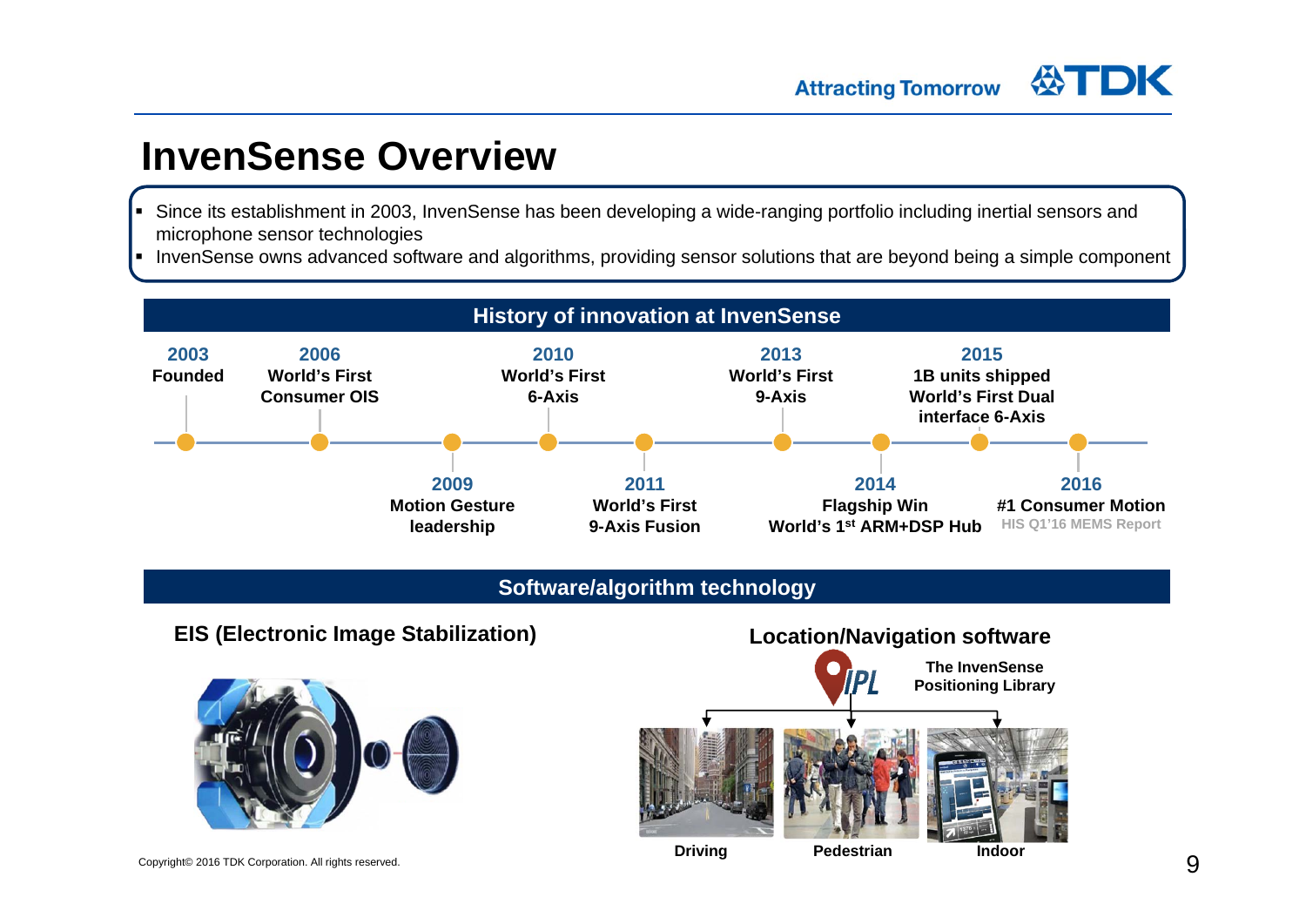# InvenSense Overview

- Since its establishment in 2003, InvenSense has been developing a wide-ranging portfolio including inertial sensors and microphone sensor technologies
- InvenSense owns advanced software and algorithms, providing sensor solutions that are beyond being a simple component

## History of innovation at InvenSense

- **2003** Founded
- **2006** World's First Consumer OIS
- **2009** Motion Gesture leadership
- **2010** World's First 6-Axis
- **2011** World's First 9-Axis Fusion
- **2013** World's First 9-Axis
- **2014** Flagship Win, World's 1st ARM+DSP Hub
- **2015** 1B units shipped, World's First Dual interface 6-Axis
- **2016** #1 Consumer Motion (HIS Q1'16 MEMS Report)

## Software/algorithm technology

### EIS (Electronic Image Stabilization)

### Location/Navigation software

IPL – The InvenSense Positioning Library

- Driving
- Pedestrian
- Indoor

Copyright© 2016 TDK Corporation. All rights reserved.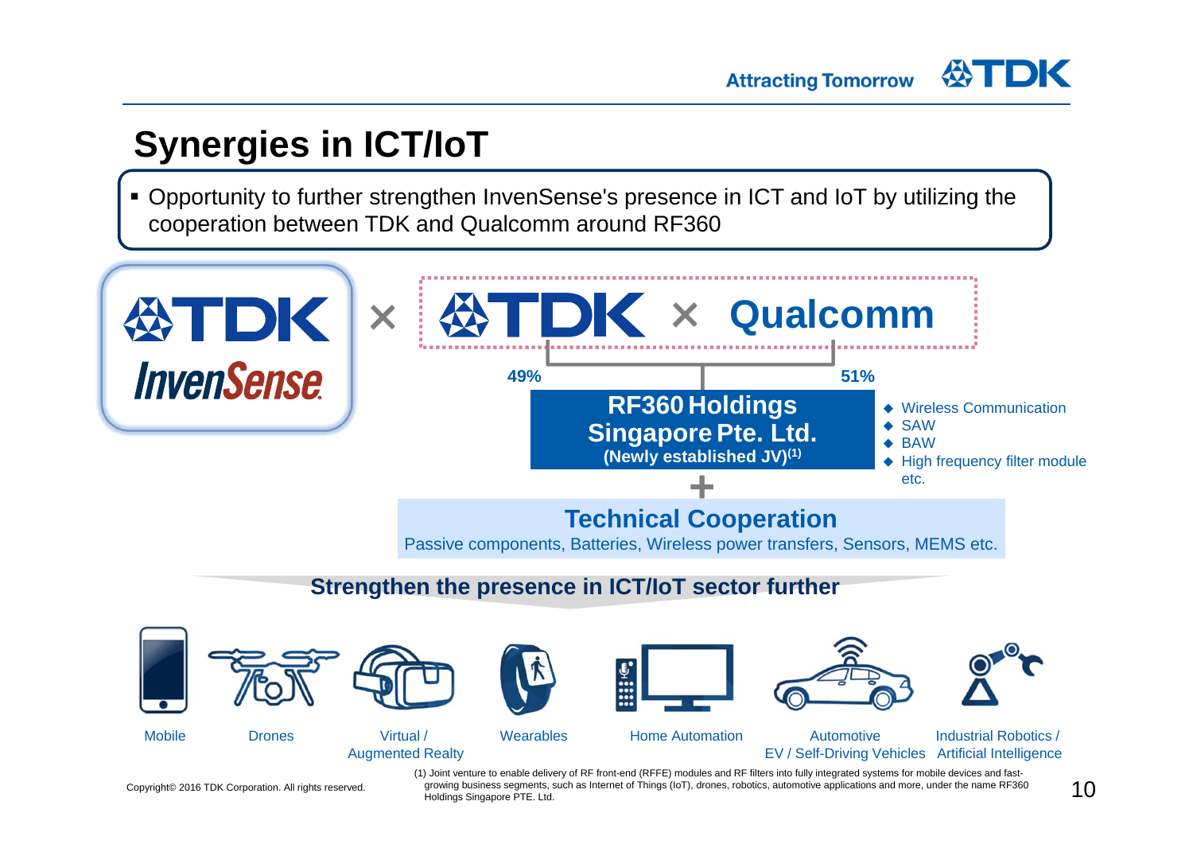# Synergies in ICT/IoT

- Opportunity to further strengthen InvenSense's presence in ICT and IoT by utilizing the cooperation between TDK and Qualcomm around RF360

TDK InvenSense × TDK × Qualcomm

49% | 51%

**RF360 Holdings Singapore Pte. Ltd.**
**(Newly established JV)(1)**

- Wireless Communication
- SAW
- BAW
- High frequency filter module etc.

+

**Technical Cooperation**

Passive components, Batteries, Wireless power transfers, Sensors, MEMS etc.

**Strengthen the presence in ICT/IoT sector further**

Mobile | Drones | Virtual / Augmented Realty | Wearables | Home Automation | Automotive EV / Self-Driving Vehicles | Industrial Robotics / Artificial Intelligence

(1) Joint venture to enable delivery of RF front-end (RFFE) modules and RF filters into fully integrated systems for mobile devices and fast-growing business segments, such as Internet of Things (IoT), drones, robotics, automotive applications and more, under the name RF360 Holdings Singapore PTE. Ltd.

Copyright© 2016 TDK Corporation. All rights reserved.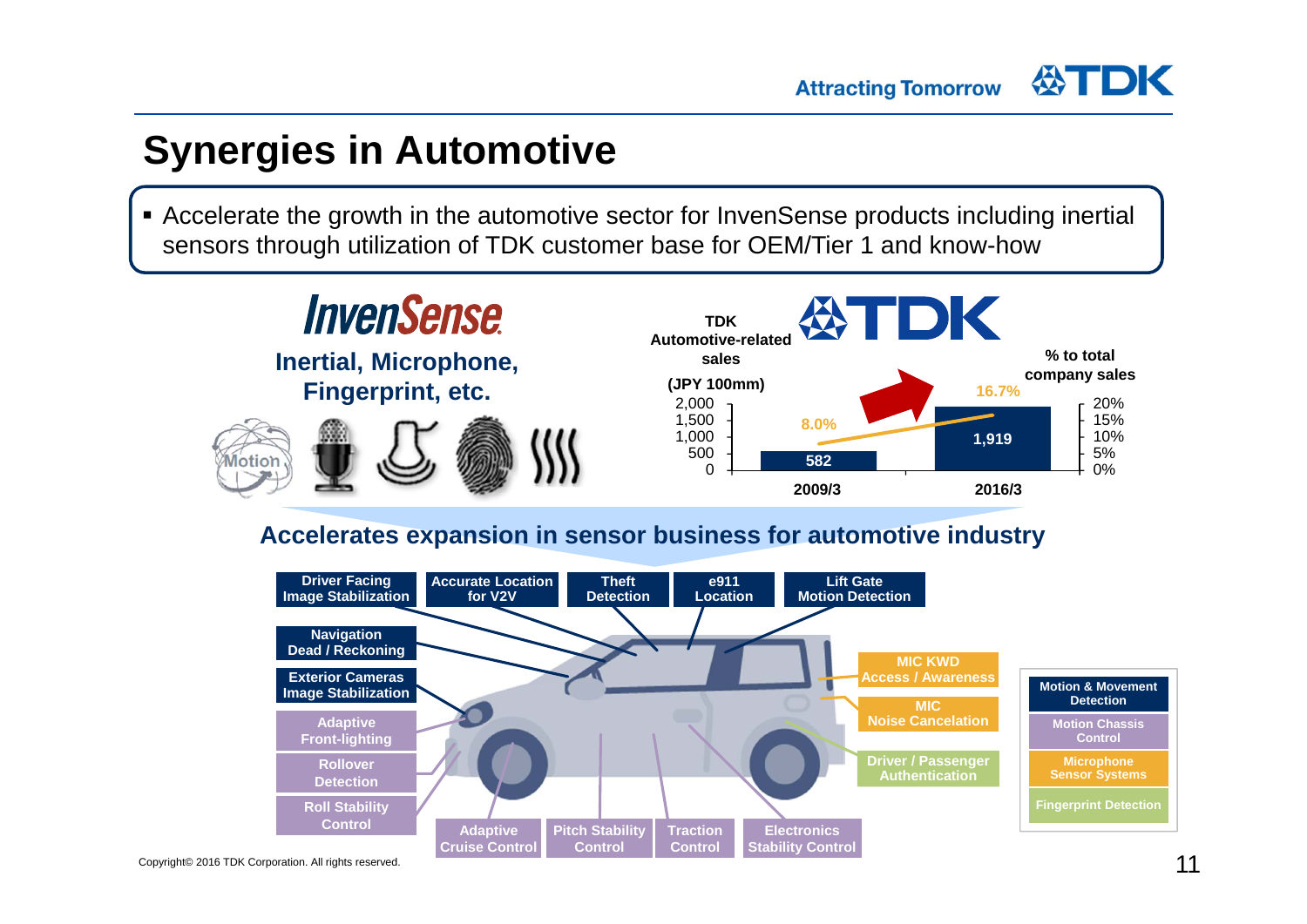# Synergies in Automotive

- Accelerate the growth in the automotive sector for InvenSense products including inertial sensors through utilization of TDK customer base for OEM/Tier 1 and know-how

**InvenSense**

**Inertial, Microphone, Fingerprint, etc.**

**TDK Automotive-related sales (JPY 100mm)**

| | 2009/3 | 2016/3 |
|---|---|---|
| Sales (JPY 100mm) | 582 | 1,919 |
| % to total company sales | 8.0% | 16.7% |

## Accelerates expansion in sensor business for automotive industry

- Driver Facing Image Stabilization
- Accurate Location for V2V
- Theft Detection
- e911 Location
- Lift Gate Motion Detection
- Navigation Dead / Reckoning
- Exterior Cameras Image Stabilization
- Adaptive Front-lighting
- Rollover Detection
- Roll Stability Control
- Adaptive Cruise Control
- Pitch Stability Control
- Traction Control
- Electronics Stability Control
- MIC KWD Access / Awareness
- MIC Noise Cancelation
- Driver / Passenger Authentication

Legend:

- Motion & Movement Detection
- Motion Chassis Control
- Microphone Sensor Systems
- Fingerprint Detection

Copyright© 2016 TDK Corporation. All rights reserved.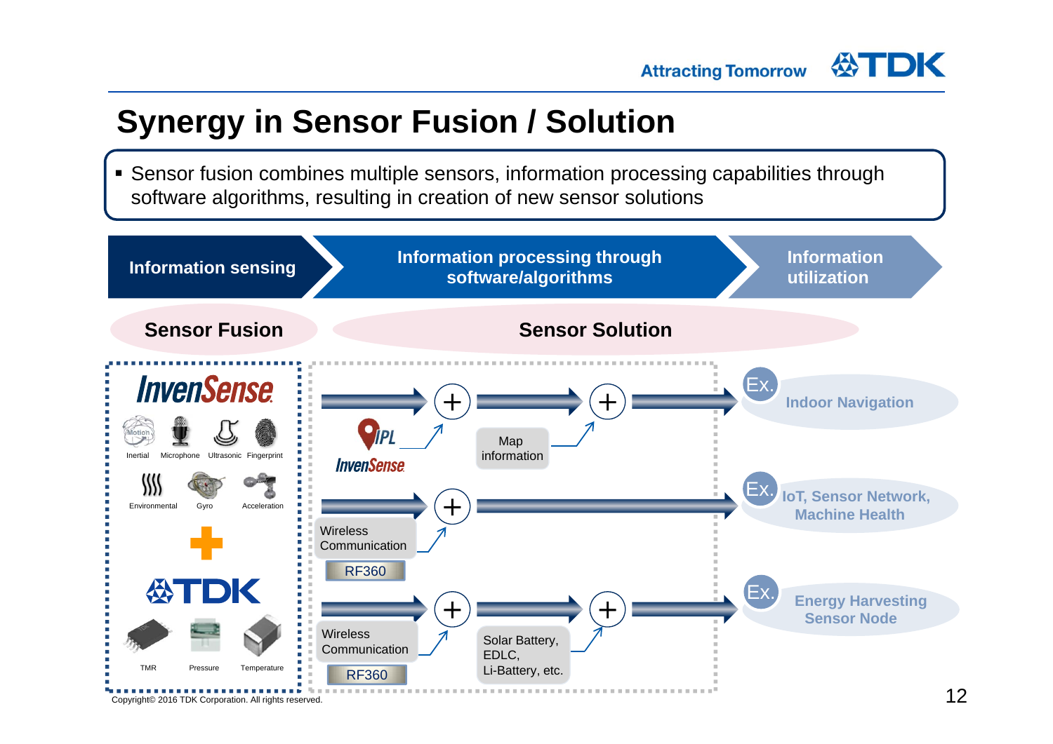# Synergy in Sensor Fusion / Solution

- Sensor fusion combines multiple sensors, information processing capabilities through software algorithms, resulting in creation of new sensor solutions

**Information sensing** → **Information processing through software/algorithms** → **Information utilization**

**Sensor Fusion**

InvenSense

Inertial, Microphone, Ultrasonic, Fingerprint, Environmental, Gyro, Acceleration

+

TDK

TMR, Pressure, Temperature

**Sensor Solution**

- IPL InvenSense + Map information → Ex. Indoor Navigation
- Wireless Communication RF360 → Ex. IoT, Sensor Network, Machine Health
- Wireless Communication RF360 + Solar Battery, EDLC, Li-Battery, etc. → Ex. Energy Harvesting Sensor Node

Copyright© 2016 TDK Corporation. All rights reserved.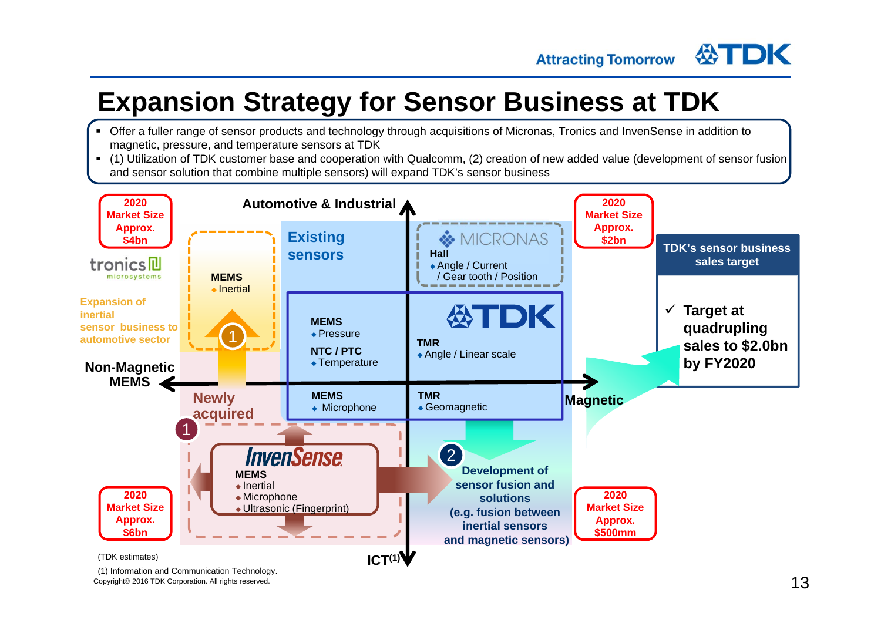# Expansion Strategy for Sensor Business at TDK

- Offer a fuller range of sensor products and technology through acquisitions of Micronas, Tronics and InvenSense in addition to magnetic, pressure, and temperature sensors at TDK
- (1) Utilization of TDK customer base and cooperation with Qualcomm, (2) creation of new added value (development of sensor fusion and sensor solution that combine multiple sensors) will expand TDK's sensor business

**Automotive & Industrial**

**2020 Market Size Approx. $4bn**

tronics microsystems

**Expansion of inertial sensor business to automotive sector**

**MEMS**
- Inertial

**Existing sensors**

MICRONAS
**Hall**
- Angle / Current / Gear tooth / Position

**2020 Market Size Approx. $2bn**

**TDK's sensor business sales target**

✓ **Target at quadrupling sales to $2.0bn by FY2020**

TDK

**MEMS**
- Pressure

**NTC / PTC**
- Temperature

**TMR**
- Angle / Linear scale

**Non-Magnetic MEMS**

**Magnetic**

**Newly acquired**

**MEMS**
- Microphone

**TMR**
- Geomagnetic

InvenSense
**MEMS**
- Inertial
- Microphone
- Ultrasonic (Fingerprint)

**Development of sensor fusion and solutions (e.g. fusion between inertial sensors and magnetic sensors)**

**2020 Market Size Approx. $6bn**

**2020 Market Size Approx. $500mm**

**ICT[(1)]**

(TDK estimates)

(1) Information and Communication Technology.

Copyright© 2016 TDK Corporation. All rights reserved.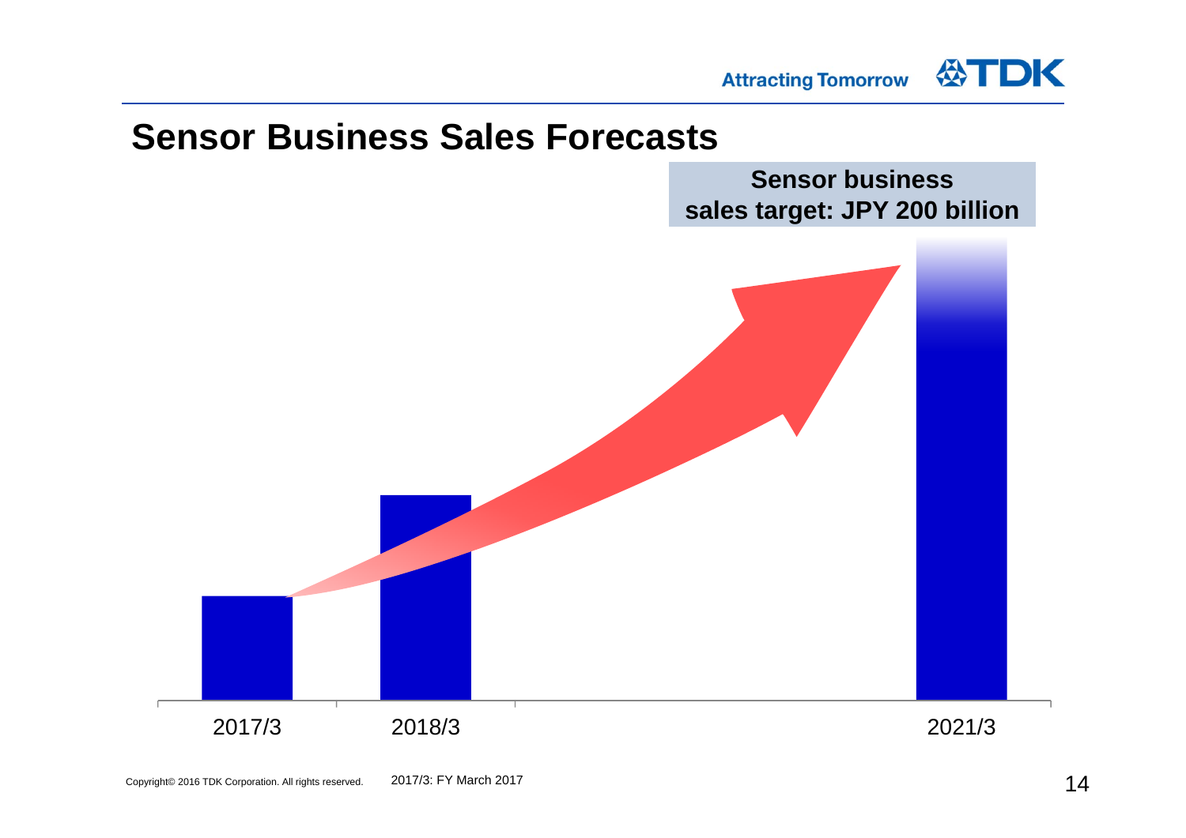# Sensor Business Sales Forecasts

**Sensor business sales target: JPY 200 billion**

2017/3    2018/3    2021/3

2017/3: FY March 2017

Copyright© 2016 TDK Corporation. All rights reserved.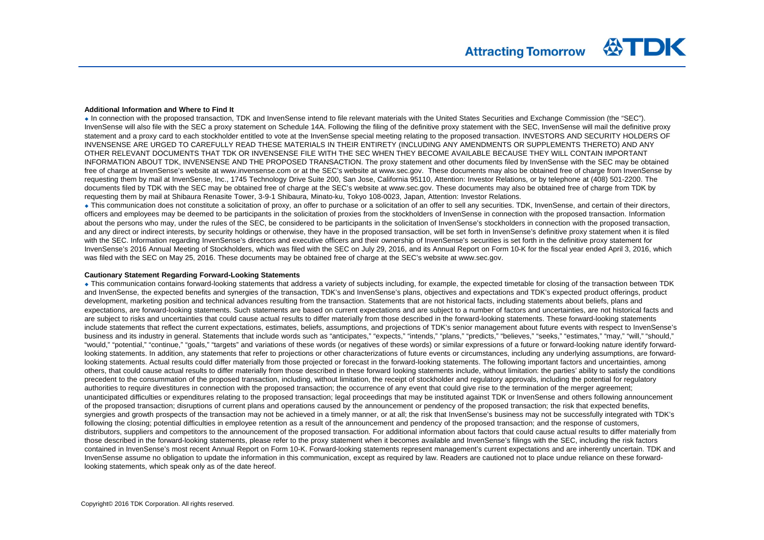### Additional Information and Where to Find It

- In connection with the proposed transaction, TDK and InvenSense intend to file relevant materials with the United States Securities and Exchange Commission (the "SEC"). InvenSense will also file with the SEC a proxy statement on Schedule 14A. Following the filing of the definitive proxy statement with the SEC, InvenSense will mail the definitive proxy statement and a proxy card to each stockholder entitled to vote at the InvenSense special meeting relating to the proposed transaction. INVESTORS AND SECURITY HOLDERS OF INVENSENSE ARE URGED TO CAREFULLY READ THESE MATERIALS IN THEIR ENTIRETY (INCLUDING ANY AMENDMENTS OR SUPPLEMENTS THERETO) AND ANY OTHER RELEVANT DOCUMENTS THAT TDK OR INVENSENSE FILE WITH THE SEC WHEN THEY BECOME AVAILABLE BECAUSE THEY WILL CONTAIN IMPORTANT INFORMATION ABOUT TDK, INVENSENSE AND THE PROPOSED TRANSACTION. The proxy statement and other documents filed by InvenSense with the SEC may be obtained free of charge at InvenSense's website at www.invensense.com or at the SEC's website at www.sec.gov. These documents may also be obtained free of charge from InvenSense by requesting them by mail at InvenSense, Inc., 1745 Technology Drive Suite 200, San Jose, California 95110, Attention: Investor Relations, or by telephone at (408) 501-2200. The documents filed by TDK with the SEC may be obtained free of charge at the SEC's website at www.sec.gov. These documents may also be obtained free of charge from TDK by requesting them by mail at Shibaura Renasite Tower, 3-9-1 Shibaura, Minato-ku, Tokyo 108-0023, Japan, Attention: Investor Relations.
- This communication does not constitute a solicitation of proxy, an offer to purchase or a solicitation of an offer to sell any securities. TDK, InvenSense, and certain of their directors, officers and employees may be deemed to be participants in the solicitation of proxies from the stockholders of InvenSense in connection with the proposed transaction. Information about the persons who may, under the rules of the SEC, be considered to be participants in the solicitation of InvenSense's stockholders in connection with the proposed transaction, and any direct or indirect interests, by security holdings or otherwise, they have in the proposed transaction, will be set forth in InvenSense's definitive proxy statement when it is filed with the SEC. Information regarding InvenSense's directors and executive officers and their ownership of InvenSense's securities is set forth in the definitive proxy statement for InvenSense's 2016 Annual Meeting of Stockholders, which was filed with the SEC on July 29, 2016, and its Annual Report on Form 10-K for the fiscal year ended April 3, 2016, which was filed with the SEC on May 25, 2016. These documents may be obtained free of charge at the SEC's website at www.sec.gov.

### Cautionary Statement Regarding Forward-Looking Statements

- This communication contains forward-looking statements that address a variety of subjects including, for example, the expected timetable for closing of the transaction between TDK and InvenSense, the expected benefits and synergies of the transaction, TDK's and InvenSense's plans, objectives and expectations and TDK's expected product offerings, product development, marketing position and technical advances resulting from the transaction. Statements that are not historical facts, including statements about beliefs, plans and expectations, are forward-looking statements. Such statements are based on current expectations and are subject to a number of factors and uncertainties, are not historical facts and are subject to risks and uncertainties that could cause actual results to differ materially from those described in the forward-looking statements. These forward-looking statements include statements that reflect the current expectations, estimates, beliefs, assumptions, and projections of TDK's senior management about future events with respect to InvenSense's business and its industry in general. Statements that include words such as "anticipates," "expects," "intends," "plans," "predicts," "believes," "seeks," "estimates," "may," "will," "should," "would," "potential," "continue," "goals," "targets" and variations of these words (or negatives of these words) or similar expressions of a future or forward-looking nature identify forward-looking statements. In addition, any statements that refer to projections or other characterizations of future events or circumstances, including any underlying assumptions, are forward-looking statements. Actual results could differ materially from those projected or forecast in the forward-looking statements. The following important factors and uncertainties, among others, that could cause actual results to differ materially from those described in these forward looking statements include, without limitation: the parties' ability to satisfy the conditions precedent to the consummation of the proposed transaction, including, without limitation, the receipt of stockholder and regulatory approvals, including the potential for regulatory authorities to require divestitures in connection with the proposed transaction; the occurrence of any event that could give rise to the termination of the merger agreement; unanticipated difficulties or expenditures relating to the proposed transaction; legal proceedings that may be instituted against TDK or InvenSense and others following announcement of the proposed transaction; disruptions of current plans and operations caused by the announcement or pendency of the proposed transaction; the risk that expected benefits, synergies and growth prospects of the transaction may not be achieved in a timely manner, or at all; the risk that InvenSense's business may not be successfully integrated with TDK's following the closing; potential difficulties in employee retention as a result of the announcement and pendency of the proposed transaction; and the response of customers, distributors, suppliers and competitors to the announcement of the proposed transaction. For additional information about factors that could cause actual results to differ materially from those described in the forward-looking statements, please refer to the proxy statement when it becomes available and InvenSense's filings with the SEC, including the risk factors contained in InvenSense's most recent Annual Report on Form 10-K. Forward-looking statements represent management's current expectations and are inherently uncertain. TDK and InvenSense assume no obligation to update the information in this communication, except as required by law. Readers are cautioned not to place undue reliance on these forward-looking statements, which speak only as of the date hereof.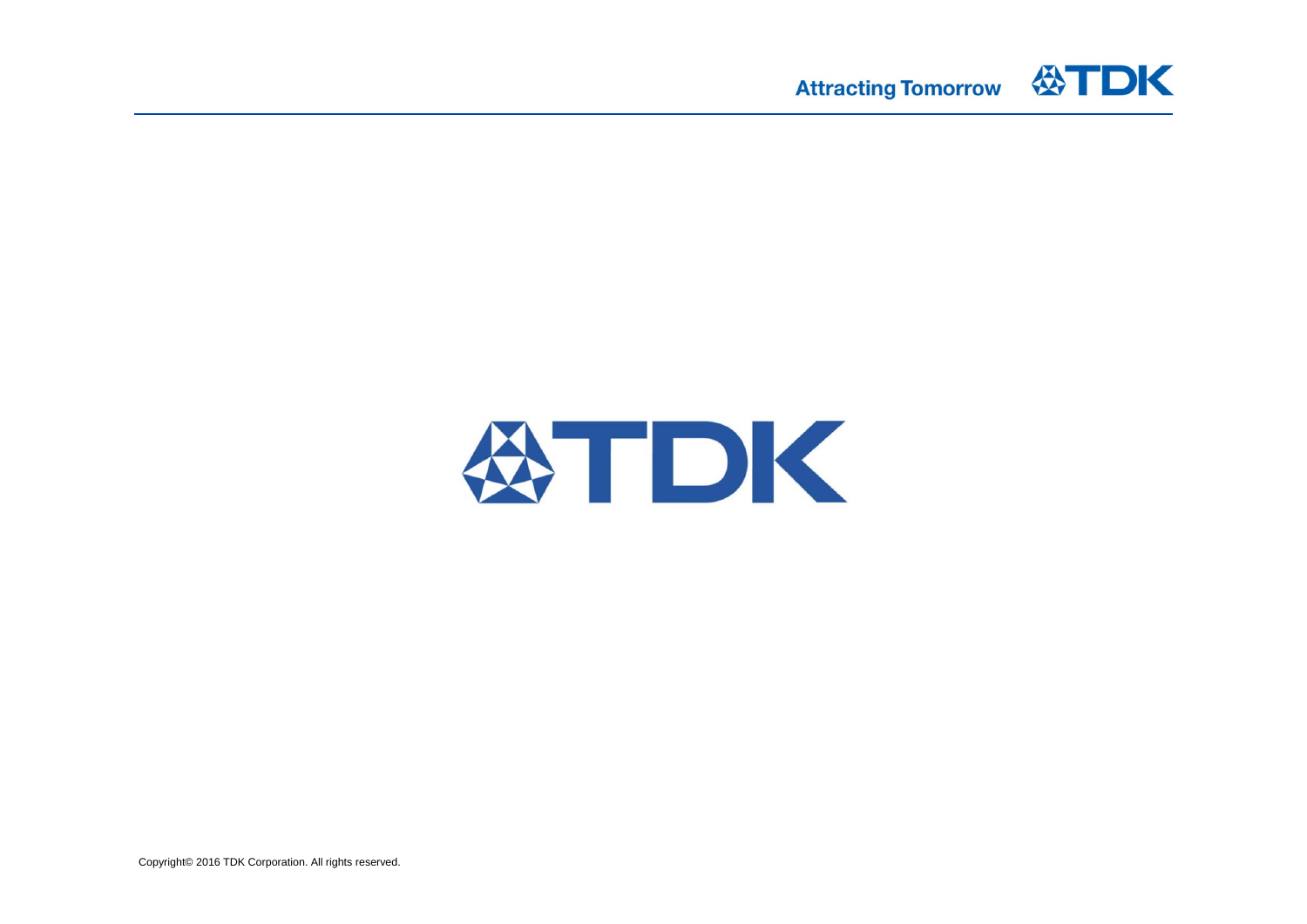TDK

Copyright© 2016 TDK Corporation. All rights reserved.